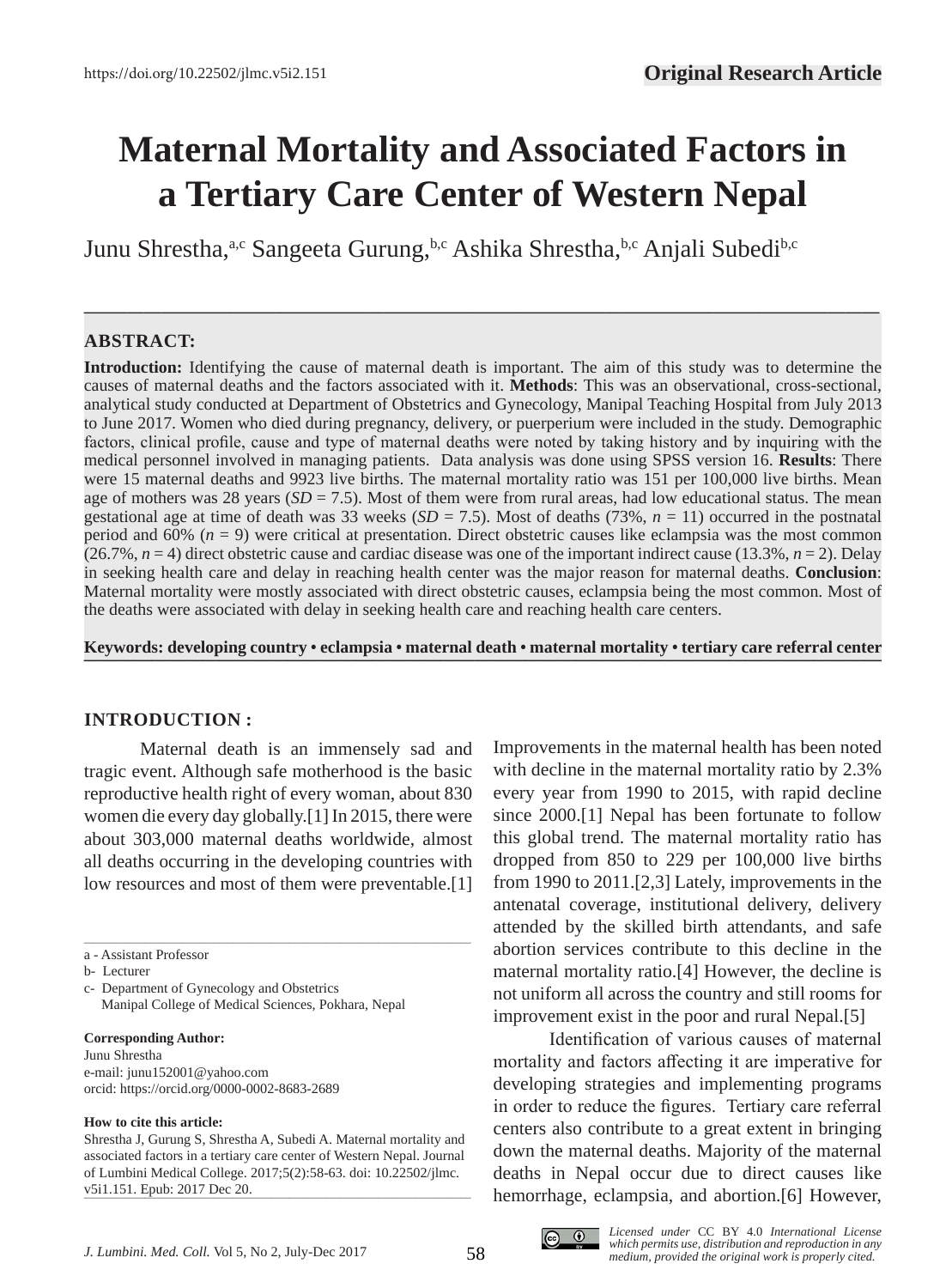Original Research Article

# Maternal Mortality and Associated Factors in a Tertiary Care Center of Western Nepal

Junu Shrestha,[a,c] Sangeeta Gurung,[b,c] Ashika Shrestha,[b,c] Anjali Subedi[b,c]

## ABSTRACT:

**Introduction:** Identifying the cause of maternal death is important. The aim of this study was to determine the causes of maternal deaths and the factors associated with it. **Methods**: This was an observational, cross-sectional, analytical study conducted at Department of Obstetrics and Gynecology, Manipal Teaching Hospital from July 2013 to June 2017. Women who died during pregnancy, delivery, or puerperium were included in the study. Demographic factors, clinical profile, cause and type of maternal deaths were noted by taking history and by inquiring with the medical personnel involved in managing patients. Data analysis was done using SPSS version 16. **Results**: There were 15 maternal deaths and 9923 live births. The maternal mortality ratio was 151 per 100,000 live births. Mean age of mothers was 28 years (*SD* = 7.5). Most of them were from rural areas, had low educational status. The mean gestational age at time of death was 33 weeks (*SD* = 7.5). Most of deaths (73%, *n* = 11) occurred in the postnatal period and 60% (*n* = 9) were critical at presentation. Direct obstetric causes like eclampsia was the most common (26.7%, *n* = 4) direct obstetric cause and cardiac disease was one of the important indirect cause (13.3%, *n* = 2). Delay in seeking health care and delay in reaching health center was the major reason for maternal deaths. **Conclusion**: Maternal mortality were mostly associated with direct obstetric causes, eclampsia being the most common. Most of the deaths were associated with delay in seeking health care and reaching health care centers.

**Keywords: developing country • eclampsia • maternal death • maternal mortality • tertiary care referral center**

## INTRODUCTION :

Maternal death is an immensely sad and tragic event. Although safe motherhood is the basic reproductive health right of every woman, about 830 women die every day globally.[1] In 2015, there were about 303,000 maternal deaths worldwide, almost all deaths occurring in the developing countries with low resources and most of them were preventable.[1] Improvements in the maternal health has been noted with decline in the maternal mortality ratio by 2.3% every year from 1990 to 2015, with rapid decline since 2000.[1] Nepal has been fortunate to follow this global trend. The maternal mortality ratio has dropped from 850 to 229 per 100,000 live births from 1990 to 2011.[2,3] Lately, improvements in the antenatal coverage, institutional delivery, delivery attended by the skilled birth attendants, and safe abortion services contribute to this decline in the maternal mortality ratio.[4] However, the decline is not uniform all across the country and still rooms for improvement exist in the poor and rural Nepal.[5]

Identification of various causes of maternal mortality and factors affecting it are imperative for developing strategies and implementing programs in order to reduce the figures. Tertiary care referral centers also contribute to a great extent in bringing down the maternal deaths. Majority of the maternal deaths in Nepal occur due to direct causes like hemorrhage, eclampsia, and abortion.[6] However,

a - Assistant Professor
b- Lecturer
c- Department of Gynecology and Obstetrics
Manipal College of Medical Sciences, Pokhara, Nepal

**Corresponding Author:**
Junu Shrestha
e-mail: junu152001@yahoo.com
orcid: https://orcid.org/0000-0002-8683-2689

**How to cite this article:**
Shrestha J, Gurung S, Shrestha A, Subedi A. Maternal mortality and associated factors in a tertiary care center of Western Nepal. Journal of Lumbini Medical College. 2017;5(2):58-63. doi: 10.22502/jlmc.v5i1.151. Epub: 2017 Dec 20.

*Licensed under* CC BY 4.0 *International License which permits use, distribution and reproduction in any medium, provided the original work is properly cited.*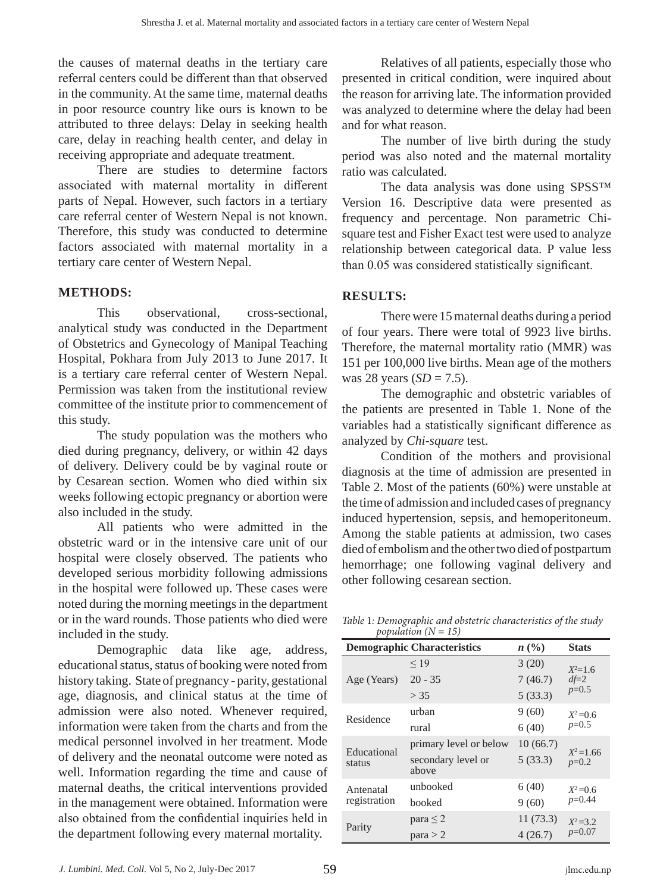the causes of maternal deaths in the tertiary care referral centers could be different than that observed in the community. At the same time, maternal deaths in poor resource country like ours is known to be attributed to three delays: Delay in seeking health care, delay in reaching health center, and delay in receiving appropriate and adequate treatment.

There are studies to determine factors associated with maternal mortality in different parts of Nepal. However, such factors in a tertiary care referral center of Western Nepal is not known. Therefore, this study was conducted to determine factors associated with maternal mortality in a tertiary care center of Western Nepal.

## METHODS:

This observational, cross-sectional, analytical study was conducted in the Department of Obstetrics and Gynecology of Manipal Teaching Hospital, Pokhara from July 2013 to June 2017. It is a tertiary care referral center of Western Nepal. Permission was taken from the institutional review committee of the institute prior to commencement of this study.

The study population was the mothers who died during pregnancy, delivery, or within 42 days of delivery. Delivery could be by vaginal route or by Cesarean section. Women who died within six weeks following ectopic pregnancy or abortion were also included in the study.

All patients who were admitted in the obstetric ward or in the intensive care unit of our hospital were closely observed. The patients who developed serious morbidity following admissions in the hospital were followed up. These cases were noted during the morning meetings in the department or in the ward rounds. Those patients who died were included in the study.

Demographic data like age, address, educational status, status of booking were noted from history taking. State of pregnancy - parity, gestational age, diagnosis, and clinical status at the time of admission were also noted. Whenever required, information were taken from the charts and from the medical personnel involved in her treatment. Mode of delivery and the neonatal outcome were noted as well. Information regarding the time and cause of maternal deaths, the critical interventions provided in the management were obtained. Information were also obtained from the confidential inquiries held in the department following every maternal mortality.

Relatives of all patients, especially those who presented in critical condition, were inquired about the reason for arriving late. The information provided was analyzed to determine where the delay had been and for what reason.

The number of live birth during the study period was also noted and the maternal mortality ratio was calculated.

The data analysis was done using SPSS™ Version 16. Descriptive data were presented as frequency and percentage. Non parametric Chi-square test and Fisher Exact test were used to analyze relationship between categorical data. P value less than 0.05 was considered statistically significant.

## RESULTS:

There were 15 maternal deaths during a period of four years. There were total of 9923 live births. Therefore, the maternal mortality ratio (MMR) was 151 per 100,000 live births. Mean age of the mothers was 28 years (*SD* = 7.5).

The demographic and obstetric variables of the patients are presented in Table 1. None of the variables had a statistically significant difference as analyzed by *Chi-square* test.

Condition of the mothers and provisional diagnosis at the time of admission are presented in Table 2. Most of the patients (60%) were unstable at the time of admission and included cases of pregnancy induced hypertension, sepsis, and hemoperitoneum. Among the stable patients at admission, two cases died of embolism and the other two died of postpartum hemorrhage; one following vaginal delivery and other following cesarean section.

*Table 1: Demographic and obstetric characteristics of the study population (N = 15)*

| Demographic Characteristics | | *n* (%) | Stats |
|---|---|---|---|
| Age (Years) | ≤ 19 | 3 (20) | $X^2$=1.6 *df*=2 *p*=0.5 |
| | 20 - 35 | 7 (46.7) | |
| | > 35 | 5 (33.3) | |
| Residence | urban | 9 (60) | $X^2$=0.6 *p*=0.5 |
| | rural | 6 (40) | |
| Educational status | primary level or below | 10 (66.7) | $X^2$=1.66 *p*=0.2 |
| | secondary level or above | 5 (33.3) | |
| Antenatal registration | unbooked | 6 (40) | $X^2$=0.6 *p*=0.44 |
| | booked | 9 (60) | |
| Parity | para ≤ 2 | 11 (73.3) | $X^2$=3.2 *p*=0.07 |
| | para > 2 | 4 (26.7) | |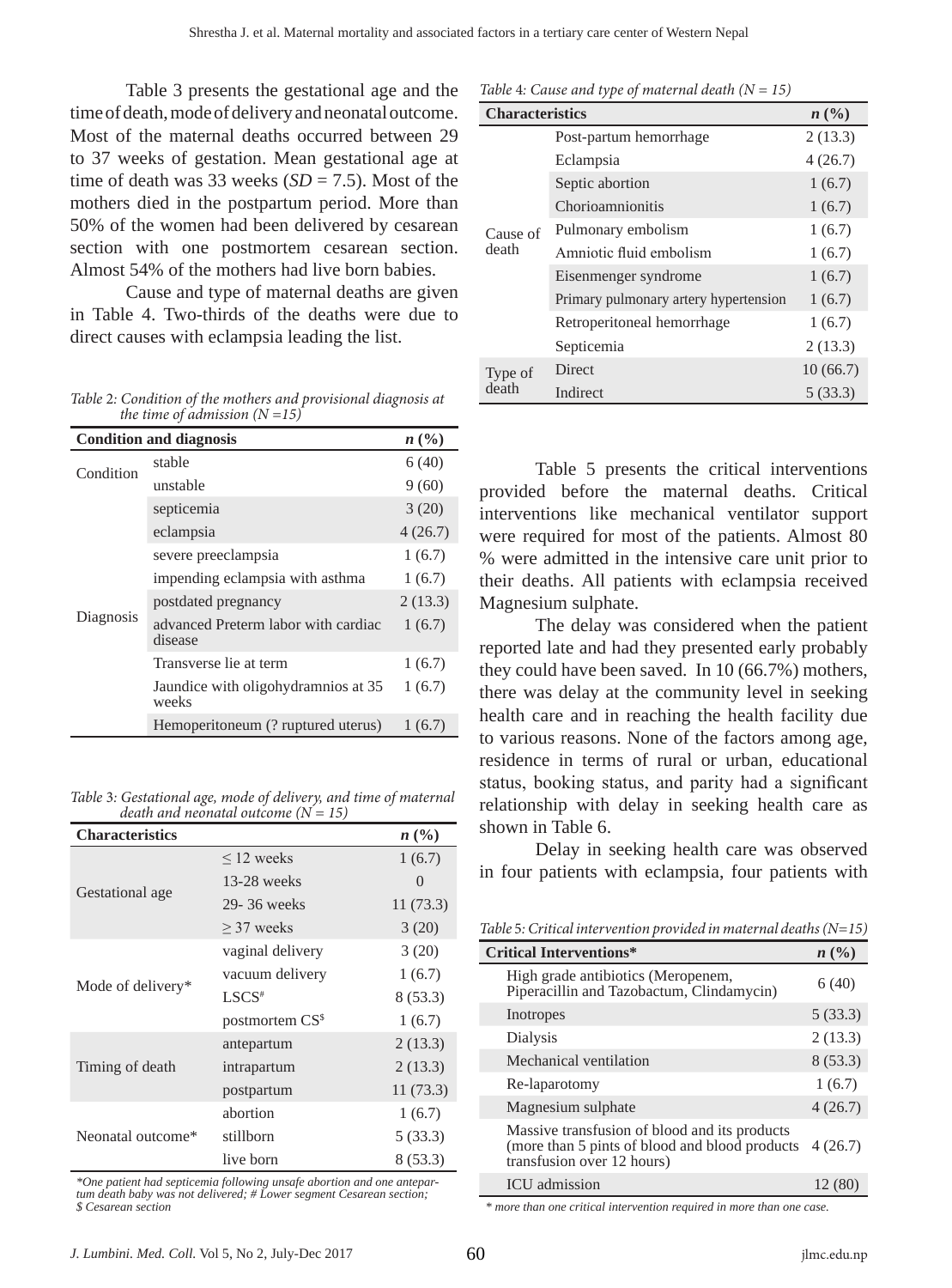Table 3 presents the gestational age and the time of death, mode of delivery and neonatal outcome. Most of the maternal deaths occurred between 29 to 37 weeks of gestation. Mean gestational age at time of death was 33 weeks (*SD* = 7.5). Most of the mothers died in the postpartum period. More than 50% of the women had been delivered by cesarean section with one postmortem cesarean section. Almost 54% of the mothers had live born babies.

Cause and type of maternal deaths are given in Table 4. Two-thirds of the deaths were due to direct causes with eclampsia leading the list.

*Table 2: Condition of the mothers and provisional diagnosis at the time of admission (N =15)*

| Condition and diagnosis | | n (%) |
|---|---|---|
| Condition | stable | 6 (40) |
| | unstable | 9 (60) |
| Diagnosis | septicemia | 3 (20) |
| | eclampsia | 4 (26.7) |
| | severe preeclampsia | 1 (6.7) |
| | impending eclampsia with asthma | 1 (6.7) |
| | postdated pregnancy | 2 (13.3) |
| | advanced Preterm labor with cardiac disease | 1 (6.7) |
| | Transverse lie at term | 1 (6.7) |
| | Jaundice with oligohydramnios at 35 weeks | 1 (6.7) |
| | Hemoperitoneum (? ruptured uterus) | 1 (6.7) |

*Table 3: Gestational age, mode of delivery, and time of maternal death and neonatal outcome (N = 15)*

| Characteristics | | n (%) |
|---|---|---|
| Gestational age | ≤ 12 weeks | 1 (6.7) |
| | 13-28 weeks | 0 |
| | 29- 36 weeks | 11 (73.3) |
| | ≥ 37 weeks | 3 (20) |
| Mode of delivery* | vaginal delivery | 3 (20) |
| | vacuum delivery | 1 (6.7) |
| | LSCS# | 8 (53.3) |
| | postmortem CS$ | 1 (6.7) |
| Timing of death | antepartum | 2 (13.3) |
| | intrapartum | 2 (13.3) |
| | postpartum | 11 (73.3) |
| Neonatal outcome* | abortion | 1 (6.7) |
| | stillborn | 5 (33.3) |
| | live born | 8 (53.3) |

*\*One patient had septicemia following unsafe abortion and one antepartum death baby was not delivered; # Lower segment Cesarean section; $ Cesarean section*

*Table 4: Cause and type of maternal death (N = 15)*

| Characteristics | | n (%) |
|---|---|---|
| Cause of death | Post-partum hemorrhage | 2 (13.3) |
| | Eclampsia | 4 (26.7) |
| | Septic abortion | 1 (6.7) |
| | Chorioamnionitis | 1 (6.7) |
| | Pulmonary embolism | 1 (6.7) |
| | Amniotic fluid embolism | 1 (6.7) |
| | Eisenmenger syndrome | 1 (6.7) |
| | Primary pulmonary artery hypertension | 1 (6.7) |
| | Retroperitoneal hemorrhage | 1 (6.7) |
| | Septicemia | 2 (13.3) |
| Type of death | Direct | 10 (66.7) |
| | Indirect | 5 (33.3) |

Table 5 presents the critical interventions provided before the maternal deaths. Critical interventions like mechanical ventilator support were required for most of the patients. Almost 80 % were admitted in the intensive care unit prior to their deaths. All patients with eclampsia received Magnesium sulphate.

The delay was considered when the patient reported late and had they presented early probably they could have been saved. In 10 (66.7%) mothers, there was delay at the community level in seeking health care and in reaching the health facility due to various reasons. None of the factors among age, residence in terms of rural or urban, educational status, booking status, and parity had a significant relationship with delay in seeking health care as shown in Table 6.

Delay in seeking health care was observed in four patients with eclampsia, four patients with

*Table 5: Critical intervention provided in maternal deaths (N=15)*

| Critical Interventions* | n (%) |
|---|---|
| High grade antibiotics (Meropenem, Piperacillin and Tazobactum, Clindamycin) | 6 (40) |
| Inotropes | 5 (33.3) |
| Dialysis | 2 (13.3) |
| Mechanical ventilation | 8 (53.3) |
| Re-laparotomy | 1 (6.7) |
| Magnesium sulphate | 4 (26.7) |
| Massive transfusion of blood and its products (more than 5 pints of blood and blood products transfusion over 12 hours) | 4 (26.7) |
| ICU admission | 12 (80) |

*\* more than one critical intervention required in more than one case.*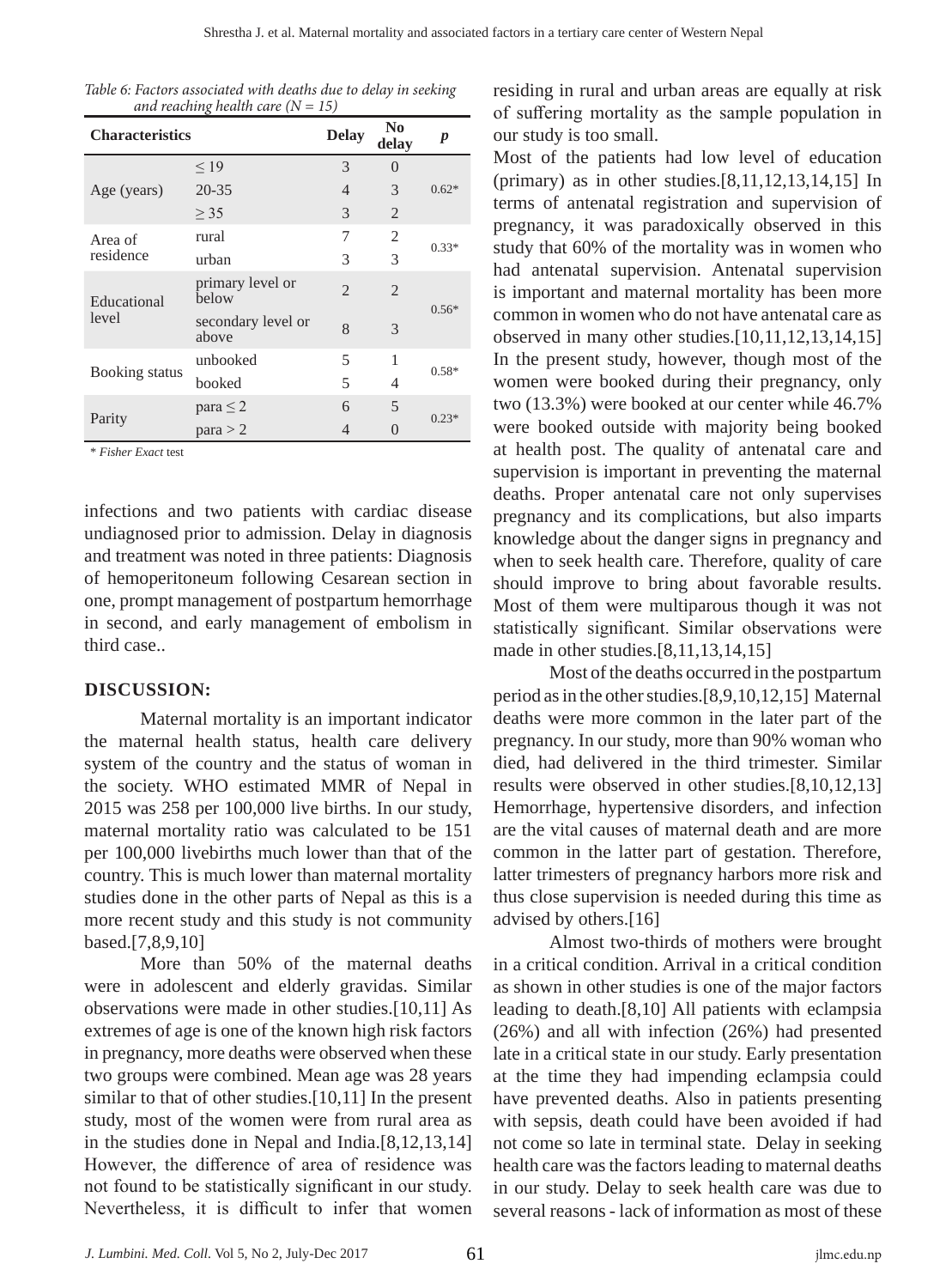*Table 6: Factors associated with deaths due to delay in seeking and reaching health care (N = 15)*

| Characteristics | | Delay | No delay | *p* |
|---|---|---|---|---|
| Age (years) | ≤ 19 | 3 | 0 | 0.62* |
| | 20-35 | 4 | 3 | |
| | ≥ 35 | 3 | 2 | |
| Area of residence | rural | 7 | 2 | 0.33* |
| | urban | 3 | 3 | |
| Educational level | primary level or below | 2 | 2 | 0.56* |
| | secondary level or above | 8 | 3 | |
| Booking status | unbooked | 5 | 1 | 0.58* |
| | booked | 5 | 4 | |
| Parity | para ≤ 2 | 6 | 5 | 0.23* |
| | para > 2 | 4 | 0 | |

\* *Fisher Exact* test

infections and two patients with cardiac disease undiagnosed prior to admission. Delay in diagnosis and treatment was noted in three patients: Diagnosis of hemoperitoneum following Cesarean section in one, prompt management of postpartum hemorrhage in second, and early management of embolism in third case..

## DISCUSSION:

Maternal mortality is an important indicator the maternal health status, health care delivery system of the country and the status of woman in the society. WHO estimated MMR of Nepal in 2015 was 258 per 100,000 live births. In our study, maternal mortality ratio was calculated to be 151 per 100,000 livebirths much lower than that of the country. This is much lower than maternal mortality studies done in the other parts of Nepal as this is a more recent study and this study is not community based.[7,8,9,10]

More than 50% of the maternal deaths were in adolescent and elderly gravidas. Similar observations were made in other studies.[10,11] As extremes of age is one of the known high risk factors in pregnancy, more deaths were observed when these two groups were combined. Mean age was 28 years similar to that of other studies.[10,11] In the present study, most of the women were from rural area as in the studies done in Nepal and India.[8,12,13,14] However, the difference of area of residence was not found to be statistically significant in our study. Nevertheless, it is difficult to infer that women residing in rural and urban areas are equally at risk of suffering mortality as the sample population in our study is too small.

Most of the patients had low level of education (primary) as in other studies.[8,11,12,13,14,15] In terms of antenatal registration and supervision of pregnancy, it was paradoxically observed in this study that 60% of the mortality was in women who had antenatal supervision. Antenatal supervision is important and maternal mortality has been more common in women who do not have antenatal care as observed in many other studies.[10,11,12,13,14,15] In the present study, however, though most of the women were booked during their pregnancy, only two (13.3%) were booked at our center while 46.7% were booked outside with majority being booked at health post. The quality of antenatal care and supervision is important in preventing the maternal deaths. Proper antenatal care not only supervises pregnancy and its complications, but also imparts knowledge about the danger signs in pregnancy and when to seek health care. Therefore, quality of care should improve to bring about favorable results. Most of them were multiparous though it was not statistically significant. Similar observations were made in other studies.[8,11,13,14,15]

Most of the deaths occurred in the postpartum period as in the other studies.[8,9,10,12,15] Maternal deaths were more common in the later part of the pregnancy. In our study, more than 90% woman who died, had delivered in the third trimester. Similar results were observed in other studies.[8,10,12,13] Hemorrhage, hypertensive disorders, and infection are the vital causes of maternal death and are more common in the latter part of gestation. Therefore, latter trimesters of pregnancy harbors more risk and thus close supervision is needed during this time as advised by others.[16]

Almost two-thirds of mothers were brought in a critical condition. Arrival in a critical condition as shown in other studies is one of the major factors leading to death.[8,10] All patients with eclampsia (26%) and all with infection (26%) had presented late in a critical state in our study. Early presentation at the time they had impending eclampsia could have prevented deaths. Also in patients presenting with sepsis, death could have been avoided if had not come so late in terminal state. Delay in seeking health care was the factors leading to maternal deaths in our study. Delay to seek health care was due to several reasons - lack of information as most of these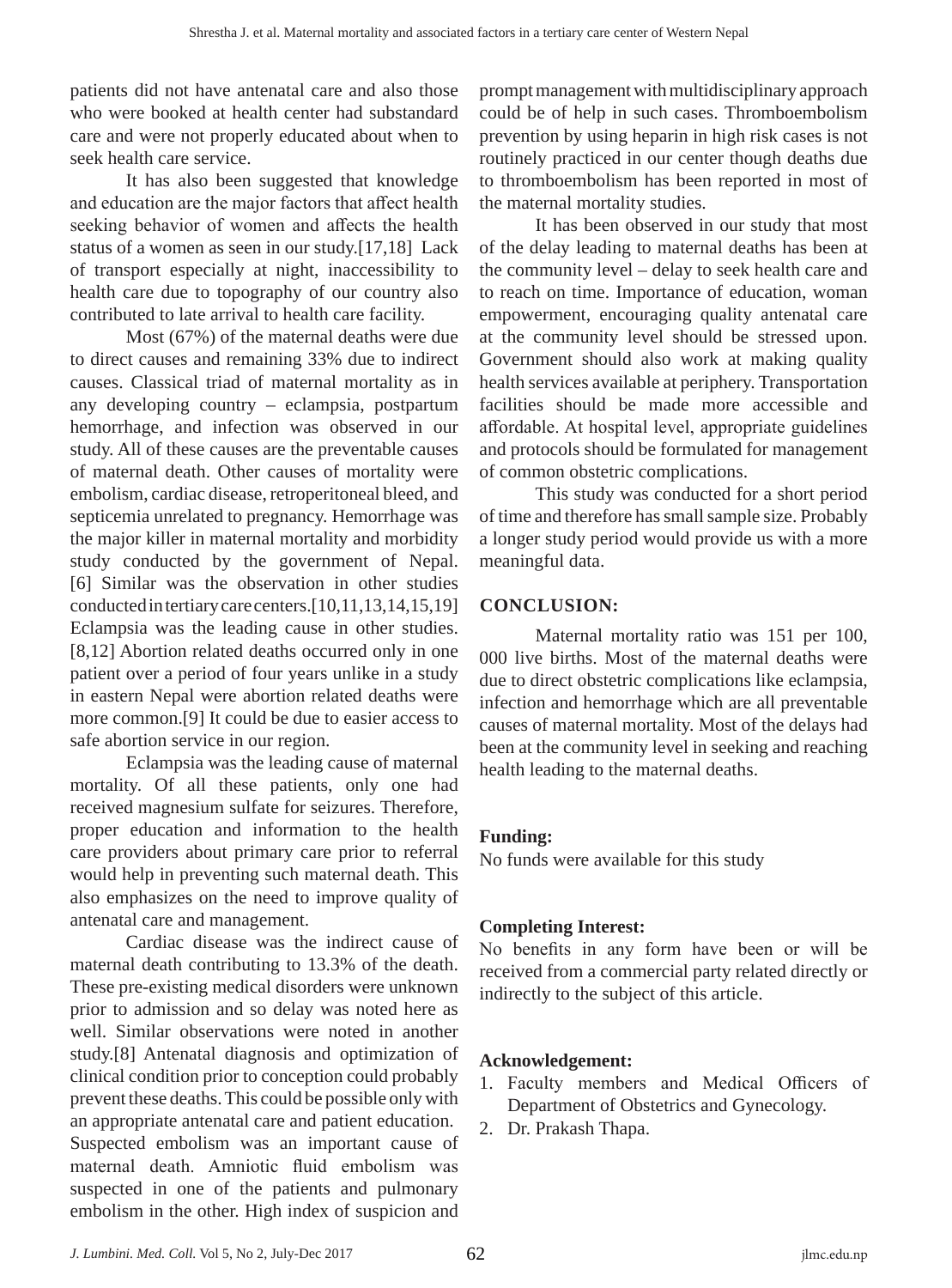patients did not have antenatal care and also those who were booked at health center had substandard care and were not properly educated about when to seek health care service.

It has also been suggested that knowledge and education are the major factors that affect health seeking behavior of women and affects the health status of a women as seen in our study.[17,18] Lack of transport especially at night, inaccessibility to health care due to topography of our country also contributed to late arrival to health care facility.

Most (67%) of the maternal deaths were due to direct causes and remaining 33% due to indirect causes. Classical triad of maternal mortality as in any developing country – eclampsia, postpartum hemorrhage, and infection was observed in our study. All of these causes are the preventable causes of maternal death. Other causes of mortality were embolism, cardiac disease, retroperitoneal bleed, and septicemia unrelated to pregnancy. Hemorrhage was the major killer in maternal mortality and morbidity study conducted by the government of Nepal.[6] Similar was the observation in other studies conducted in tertiary care centers.[10,11,13,14,15,19] Eclampsia was the leading cause in other studies.[8,12] Abortion related deaths occurred only in one patient over a period of four years unlike in a study in eastern Nepal were abortion related deaths were more common.[9] It could be due to easier access to safe abortion service in our region.

Eclampsia was the leading cause of maternal mortality. Of all these patients, only one had received magnesium sulfate for seizures. Therefore, proper education and information to the health care providers about primary care prior to referral would help in preventing such maternal death. This also emphasizes on the need to improve quality of antenatal care and management.

Cardiac disease was the indirect cause of maternal death contributing to 13.3% of the death. These pre-existing medical disorders were unknown prior to admission and so delay was noted here as well. Similar observations were noted in another study.[8] Antenatal diagnosis and optimization of clinical condition prior to conception could probably prevent these deaths. This could be possible only with an appropriate antenatal care and patient education.

Suspected embolism was an important cause of maternal death. Amniotic fluid embolism was suspected in one of the patients and pulmonary embolism in the other. High index of suspicion and prompt management with multidisciplinary approach could be of help in such cases. Thromboembolism prevention by using heparin in high risk cases is not routinely practiced in our center though deaths due to thromboembolism has been reported in most of the maternal mortality studies.

It has been observed in our study that most of the delay leading to maternal deaths has been at the community level – delay to seek health care and to reach on time. Importance of education, woman empowerment, encouraging quality antenatal care at the community level should be stressed upon. Government should also work at making quality health services available at periphery. Transportation facilities should be made more accessible and affordable. At hospital level, appropriate guidelines and protocols should be formulated for management of common obstetric complications.

This study was conducted for a short period of time and therefore has small sample size. Probably a longer study period would provide us with a more meaningful data.

## CONCLUSION:

Maternal mortality ratio was 151 per 100, 000 live births. Most of the maternal deaths were due to direct obstetric complications like eclampsia, infection and hemorrhage which are all preventable causes of maternal mortality. Most of the delays had been at the community level in seeking and reaching health leading to the maternal deaths.

**Funding:**
No funds were available for this study

**Completing Interest:**
No benefits in any form have been or will be received from a commercial party related directly or indirectly to the subject of this article.

**Acknowledgement:**

1. Faculty members and Medical Officers of Department of Obstetrics and Gynecology.
2. Dr. Prakash Thapa.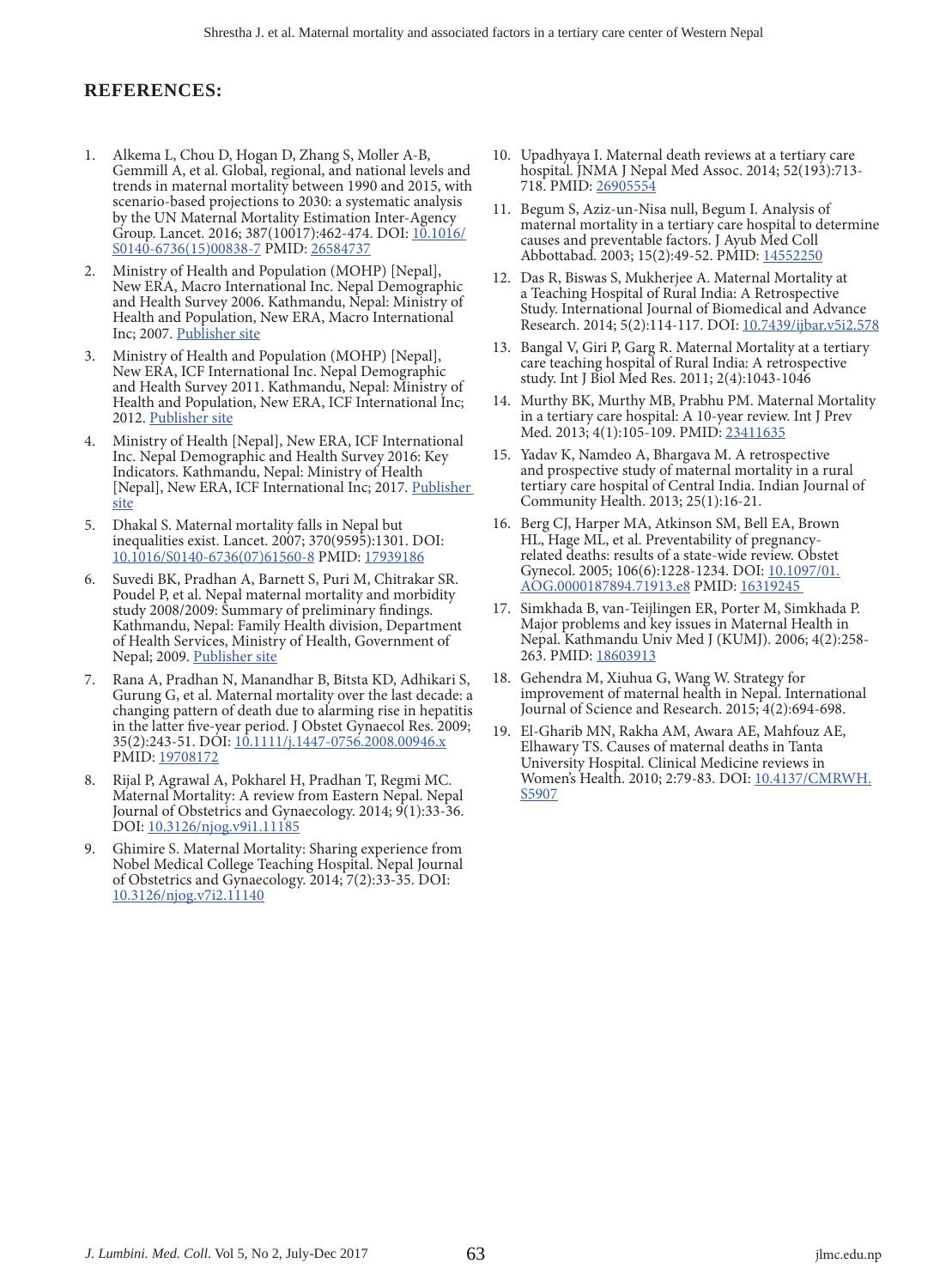## REFERENCES:

1. Alkema L, Chou D, Hogan D, Zhang S, Moller A-B, Gemmill A, et al. Global, regional, and national levels and trends in maternal mortality between 1990 and 2015, with scenario-based projections to 2030: a systematic analysis by the UN Maternal Mortality Estimation Inter-Agency Group. Lancet. 2016; 387(10017):462-474. DOI: 10.1016/S0140-6736(15)00838-7 PMID: 26584737
2. Ministry of Health and Population (MOHP) [Nepal], New ERA, Macro International Inc. Nepal Demographic and Health Survey 2006. Kathmandu, Nepal: Ministry of Health and Population, New ERA, Macro International Inc; 2007. Publisher site
3. Ministry of Health and Population (MOHP) [Nepal], New ERA, ICF International Inc. Nepal Demographic and Health Survey 2011. Kathmandu, Nepal: Ministry of Health and Population, New ERA, ICF International Inc; 2012. Publisher site
4. Ministry of Health [Nepal], New ERA, ICF International Inc. Nepal Demographic and Health Survey 2016: Key Indicators. Kathmandu, Nepal: Ministry of Health [Nepal], New ERA, ICF International Inc; 2017. Publisher site
5. Dhakal S. Maternal mortality falls in Nepal but inequalities exist. Lancet. 2007; 370(9595):1301. DOI: 10.1016/S0140-6736(07)61560-8 PMID: 17939186
6. Suvedi BK, Pradhan A, Barnett S, Puri M, Chitrakar SR. Poudel P, et al. Nepal maternal mortality and morbidity study 2008/2009: Summary of preliminary findings. Kathmandu, Nepal: Family Health division, Department of Health Services, Ministry of Health, Government of Nepal; 2009. Publisher site
7. Rana A, Pradhan N, Manandhar B, Bitsta KD, Adhikari S, Gurung G, et al. Maternal mortality over the last decade: a changing pattern of death due to alarming rise in hepatitis in the latter five-year period. J Obstet Gynaecol Res. 2009; 35(2):243-51. DOI: 10.1111/j.1447-0756.2008.00946.x PMID: 19708172
8. Rijal P, Agrawal A, Pokharel H, Pradhan T, Regmi MC. Maternal Mortality: A review from Eastern Nepal. Nepal Journal of Obstetrics and Gynaecology. 2014; 9(1):33-36. DOI: 10.3126/njog.v9i1.11185
9. Ghimire S. Maternal Mortality: Sharing experience from Nobel Medical College Teaching Hospital. Nepal Journal of Obstetrics and Gynaecology. 2014; 7(2):33-35. DOI: 10.3126/njog.v7i2.11140
10. Upadhyaya I. Maternal death reviews at a tertiary care hospital. JNMA J Nepal Med Assoc. 2014; 52(193):713-718. PMID: 26905554
11. Begum S, Aziz-un-Nisa null, Begum I. Analysis of maternal mortality in a tertiary care hospital to determine causes and preventable factors. J Ayub Med Coll Abbottabad. 2003; 15(2):49-52. PMID: 14552250
12. Das R, Biswas S, Mukherjee A. Maternal Mortality at a Teaching Hospital of Rural India: A Retrospective Study. International Journal of Biomedical and Advance Research. 2014; 5(2):114-117. DOI: 10.7439/ijbar.v5i2.578
13. Bangal V, Giri P, Garg R. Maternal Mortality at a tertiary care teaching hospital of Rural India: A retrospective study. Int J Biol Med Res. 2011; 2(4):1043-1046
14. Murthy BK, Murthy MB, Prabhu PM. Maternal Mortality in a tertiary care hospital: A 10-year review. Int J Prev Med. 2013; 4(1):105-109. PMID: 23411635
15. Yadav K, Namdeo A, Bhargava M. A retrospective and prospective study of maternal mortality in a rural tertiary care hospital of Central India. Indian Journal of Community Health. 2013; 25(1):16-21.
16. Berg CJ, Harper MA, Atkinson SM, Bell EA, Brown HL, Hage ML, et al. Preventability of pregnancy-related deaths: results of a state-wide review. Obstet Gynecol. 2005; 106(6):1228-1234. DOI: 10.1097/01.AOG.0000187894.71913.e8 PMID: 16319245
17. Simkhada B, van-Teijlingen ER, Porter M, Simkhada P. Major problems and key issues in Maternal Health in Nepal. Kathmandu Univ Med J (KUMJ). 2006; 4(2):258-263. PMID: 18603913
18. Gehendra M, Xiuhua G, Wang W. Strategy for improvement of maternal health in Nepal. International Journal of Science and Research. 2015; 4(2):694-698.
19. El-Gharib MN, Rakha AM, Awara AE, Mahfouz AE, Elhawary TS. Causes of maternal deaths in Tanta University Hospital. Clinical Medicine reviews in Women's Health. 2010; 2:79-83. DOI: 10.4137/CMRWH.S5907